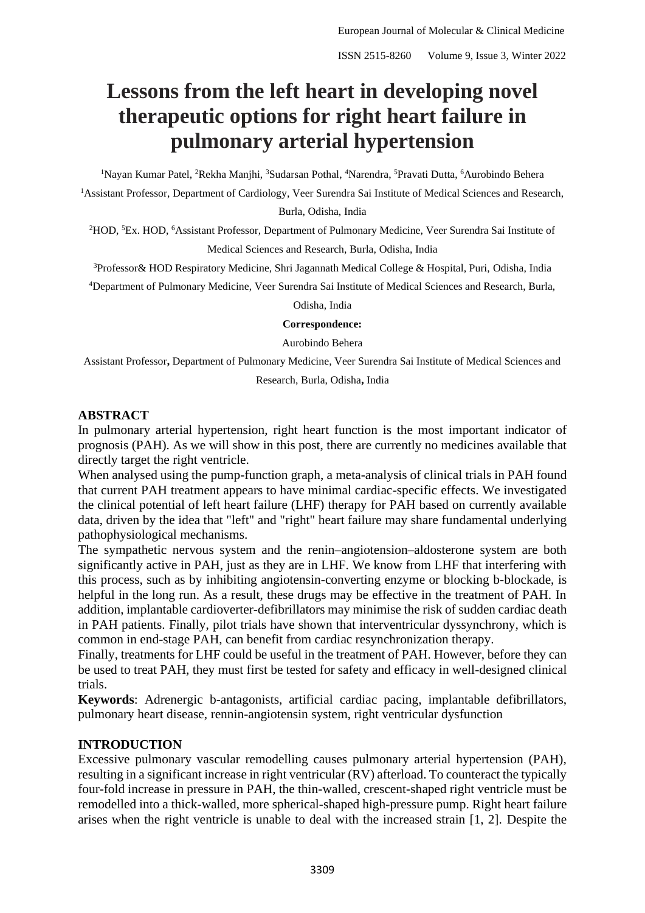# Lessons from the left heart in developing novel therapeutic options for right heart failure in pulmonary arterial hypertension

[1]Nayan Kumar Patel, [2]Rekha Manjhi, [3]Sudarsan Pothal, [4]Narendra, [5]Pravati Dutta, [6]Aurobindo Behera

[1]Assistant Professor, Department of Cardiology, Veer Surendra Sai Institute of Medical Sciences and Research, Burla, Odisha, India

[2]HOD, [5]Ex. HOD, [6]Assistant Professor, Department of Pulmonary Medicine, Veer Surendra Sai Institute of Medical Sciences and Research, Burla, Odisha, India

[3]Professor& HOD Respiratory Medicine, Shri Jagannath Medical College & Hospital, Puri, Odisha, India

[4]Department of Pulmonary Medicine, Veer Surendra Sai Institute of Medical Sciences and Research, Burla, Odisha, India

**Correspondence:**

Aurobindo Behera

Assistant Professor**,** Department of Pulmonary Medicine, Veer Surendra Sai Institute of Medical Sciences and Research, Burla, Odisha**,** India

## ABSTRACT

In pulmonary arterial hypertension, right heart function is the most important indicator of prognosis (PAH). As we will show in this post, there are currently no medicines available that directly target the right ventricle.

When analysed using the pump-function graph, a meta-analysis of clinical trials in PAH found that current PAH treatment appears to have minimal cardiac-specific effects. We investigated the clinical potential of left heart failure (LHF) therapy for PAH based on currently available data, driven by the idea that "left" and "right" heart failure may share fundamental underlying pathophysiological mechanisms.

The sympathetic nervous system and the renin–angiotension–aldosterone system are both significantly active in PAH, just as they are in LHF. We know from LHF that interfering with this process, such as by inhibiting angiotensin-converting enzyme or blocking b-blockade, is helpful in the long run. As a result, these drugs may be effective in the treatment of PAH. In addition, implantable cardioverter-defibrillators may minimise the risk of sudden cardiac death in PAH patients. Finally, pilot trials have shown that interventricular dyssynchrony, which is common in end-stage PAH, can benefit from cardiac resynchronization therapy.

Finally, treatments for LHF could be useful in the treatment of PAH. However, before they can be used to treat PAH, they must first be tested for safety and efficacy in well-designed clinical trials.

**Keywords**: Adrenergic b-antagonists, artificial cardiac pacing, implantable defibrillators, pulmonary heart disease, rennin-angiotensin system, right ventricular dysfunction

## INTRODUCTION

Excessive pulmonary vascular remodelling causes pulmonary arterial hypertension (PAH), resulting in a significant increase in right ventricular (RV) afterload. To counteract the typically four-fold increase in pressure in PAH, the thin-walled, crescent-shaped right ventricle must be remodelled into a thick-walled, more spherical-shaped high-pressure pump. Right heart failure arises when the right ventricle is unable to deal with the increased strain [1, 2]. Despite the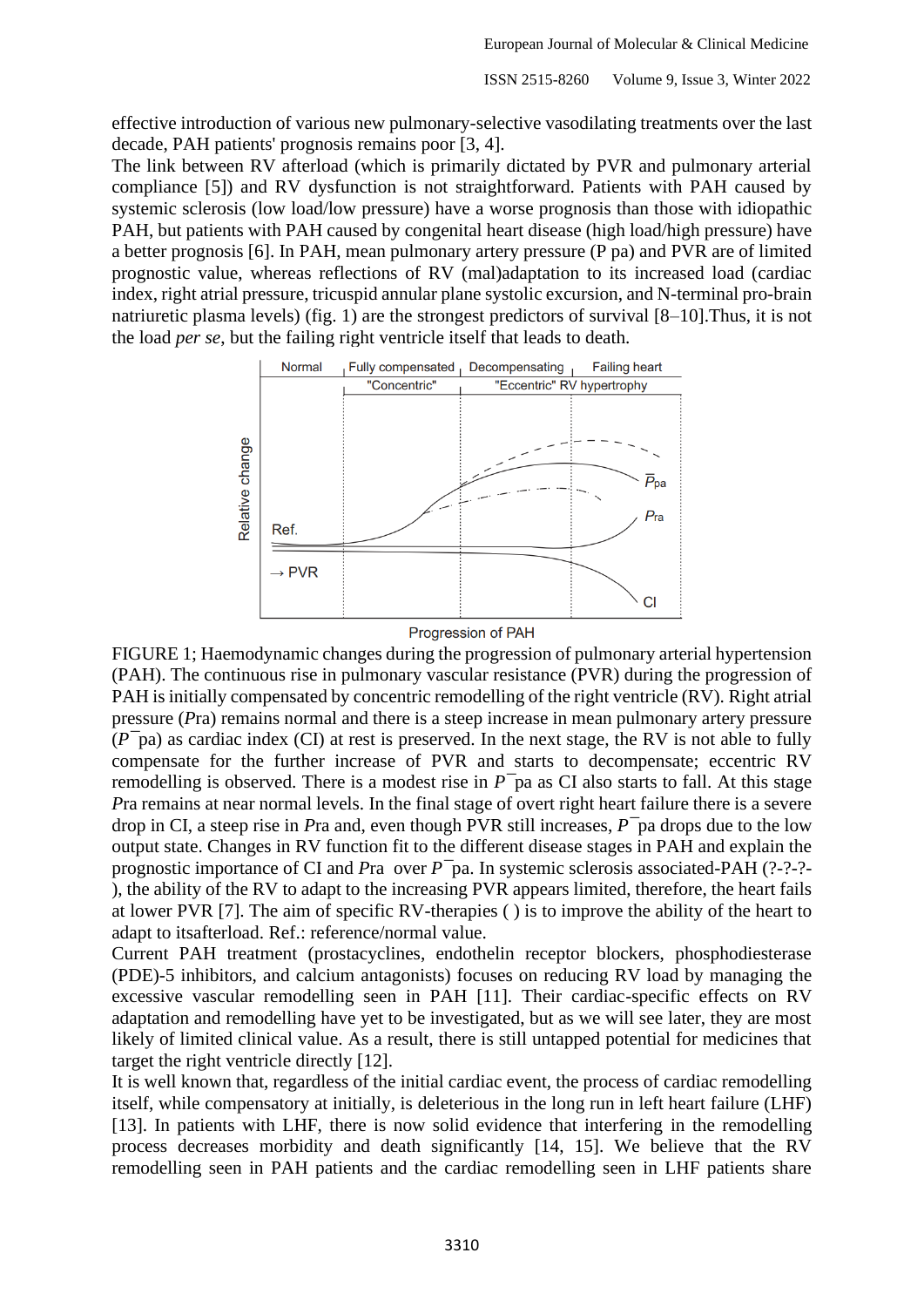effective introduction of various new pulmonary-selective vasodilating treatments over the last decade, PAH patients' prognosis remains poor [3, 4].

The link between RV afterload (which is primarily dictated by PVR and pulmonary arterial compliance [5]) and RV dysfunction is not straightforward. Patients with PAH caused by systemic sclerosis (low load/low pressure) have a worse prognosis than those with idiopathic PAH, but patients with PAH caused by congenital heart disease (high load/high pressure) have a better prognosis [6]. In PAH, mean pulmonary artery pressure (P pa) and PVR are of limited prognostic value, whereas reflections of RV (mal)adaptation to its increased load (cardiac index, right atrial pressure, tricuspid annular plane systolic excursion, and N-terminal pro-brain natriuretic plasma levels) (fig. 1) are the strongest predictors of survival [8–10].Thus, it is not the load *per se*, but the failing right ventricle itself that leads to death.

FIGURE 1; Haemodynamic changes during the progression of pulmonary arterial hypertension (PAH). The continuous rise in pulmonary vascular resistance (PVR) during the progression of PAH is initially compensated by concentric remodelling of the right ventricle (RV). Right atrial pressure (*P*ra) remains normal and there is a steep increase in mean pulmonary artery pressure ($\bar{P}$pa) as cardiac index (CI) at rest is preserved. In the next stage, the RV is not able to fully compensate for the further increase of PVR and starts to decompensate; eccentric RV remodelling is observed. There is a modest rise in $\bar{P}$pa as CI also starts to fall. At this stage *P*ra remains at near normal levels. In the final stage of overt right heart failure there is a severe drop in CI, a steep rise in *P*ra and, even though PVR still increases, $\bar{P}$pa drops due to the low output state. Changes in RV function fit to the different disease stages in PAH and explain the prognostic importance of CI and *P*ra over $\bar{P}$pa. In systemic sclerosis associated-PAH (?-?-?-), the ability of the RV to adapt to the increasing PVR appears limited, therefore, the heart fails at lower PVR [7]. The aim of specific RV-therapies ( ) is to improve the ability of the heart to adapt to itsafterload. Ref.: reference/normal value.

Current PAH treatment (prostacyclines, endothelin receptor blockers, phosphodiesterase (PDE)-5 inhibitors, and calcium antagonists) focuses on reducing RV load by managing the excessive vascular remodelling seen in PAH [11]. Their cardiac-specific effects on RV adaptation and remodelling have yet to be investigated, but as we will see later, they are most likely of limited clinical value. As a result, there is still untapped potential for medicines that target the right ventricle directly [12].

It is well known that, regardless of the initial cardiac event, the process of cardiac remodelling itself, while compensatory at initially, is deleterious in the long run in left heart failure (LHF) [13]. In patients with LHF, there is now solid evidence that interfering in the remodelling process decreases morbidity and death significantly [14, 15]. We believe that the RV remodelling seen in PAH patients and the cardiac remodelling seen in LHF patients share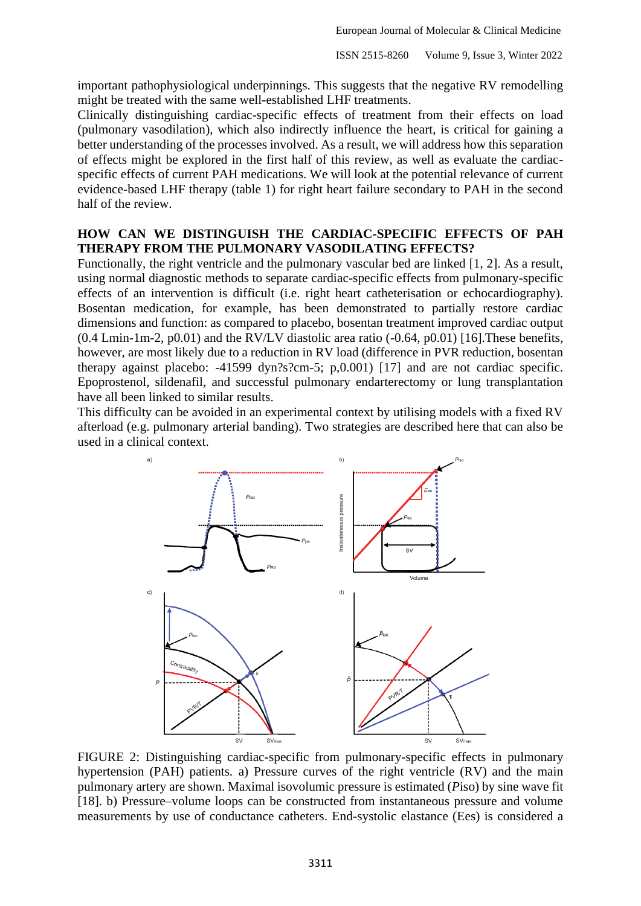important pathophysiological underpinnings. This suggests that the negative RV remodelling might be treated with the same well-established LHF treatments.

Clinically distinguishing cardiac-specific effects of treatment from their effects on load (pulmonary vasodilation), which also indirectly influence the heart, is critical for gaining a better understanding of the processes involved. As a result, we will address how this separation of effects might be explored in the first half of this review, as well as evaluate the cardiac-specific effects of current PAH medications. We will look at the potential relevance of current evidence-based LHF therapy (table 1) for right heart failure secondary to PAH in the second half of the review.

## HOW CAN WE DISTINGUISH THE CARDIAC-SPECIFIC EFFECTS OF PAH THERAPY FROM THE PULMONARY VASODILATING EFFECTS?

Functionally, the right ventricle and the pulmonary vascular bed are linked [1, 2]. As a result, using normal diagnostic methods to separate cardiac-specific effects from pulmonary-specific effects of an intervention is difficult (i.e. right heart catheterisation or echocardiography). Bosentan medication, for example, has been demonstrated to partially restore cardiac dimensions and function: as compared to placebo, bosentan treatment improved cardiac output (0.4 Lmin-1m-2, p0.01) and the RV/LV diastolic area ratio (-0.64, p0.01) [16].These benefits, however, are most likely due to a reduction in RV load (difference in PVR reduction, bosentan therapy against placebo: -41599 dyn?s?cm-5; p,0.001) [17] and are not cardiac specific. Epoprostenol, sildenafil, and successful pulmonary endarterectomy or lung transplantation have all been linked to similar results.

This difficulty can be avoided in an experimental context by utilising models with a fixed RV afterload (e.g. pulmonary arterial banding). Two strategies are described here that can also be used in a clinical context.

FIGURE 2: Distinguishing cardiac-specific from pulmonary-specific effects in pulmonary hypertension (PAH) patients. a) Pressure curves of the right ventricle (RV) and the main pulmonary artery are shown. Maximal isovolumic pressure is estimated (*P*iso) by sine wave fit [18]. b) Pressure–volume loops can be constructed from instantaneous pressure and volume measurements by use of conductance catheters. End-systolic elastance (Ees) is considered a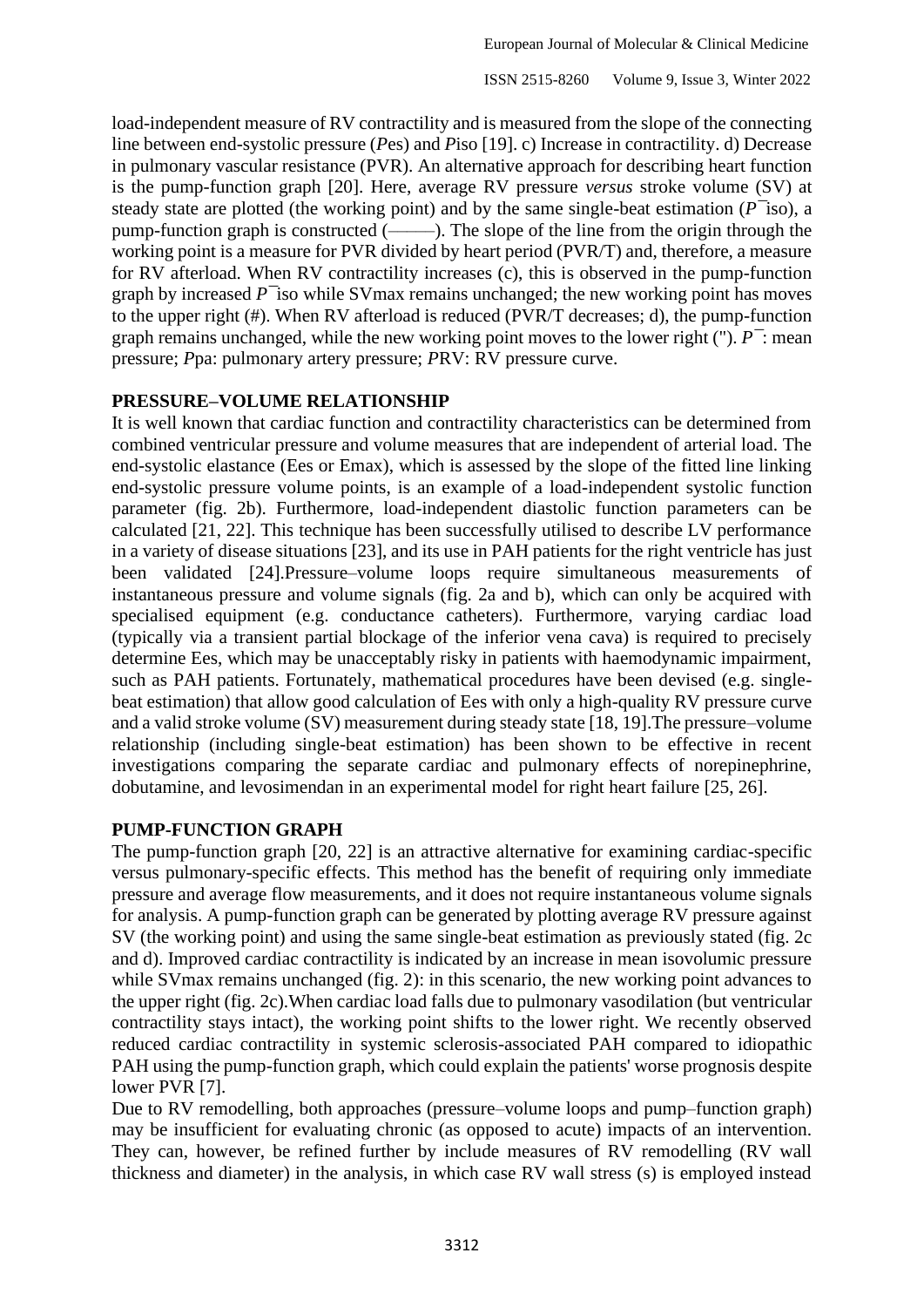load-independent measure of RV contractility and is measured from the slope of the connecting line between end-systolic pressure ($P$es) and $P$iso [19]. c) Increase in contractility. d) Decrease in pulmonary vascular resistance (PVR). An alternative approach for describing heart function is the pump-function graph [20]. Here, average RV pressure *versus* stroke volume (SV) at steady state are plotted (the working point) and by the same single-beat estimation ($\bar{P}$iso), a pump-function graph is constructed (———). The slope of the line from the origin through the working point is a measure for PVR divided by heart period (PVR/T) and, therefore, a measure for RV afterload. When RV contractility increases (c), this is observed in the pump-function graph by increased $\bar{P}$iso while SVmax remains unchanged; the new working point has moves to the upper right (#). When RV afterload is reduced (PVR/T decreases; d), the pump-function graph remains unchanged, while the new working point moves to the lower right ("). $\bar{P}$: mean pressure; $P$pa: pulmonary artery pressure; $P$RV: RV pressure curve.

**PRESSURE–VOLUME RELATIONSHIP**

It is well known that cardiac function and contractility characteristics can be determined from combined ventricular pressure and volume measures that are independent of arterial load. The end-systolic elastance (Ees or Emax), which is assessed by the slope of the fitted line linking end-systolic pressure volume points, is an example of a load-independent systolic function parameter (fig. 2b). Furthermore, load-independent diastolic function parameters can be calculated [21, 22]. This technique has been successfully utilised to describe LV performance in a variety of disease situations [23], and its use in PAH patients for the right ventricle has just been validated [24].Pressure–volume loops require simultaneous measurements of instantaneous pressure and volume signals (fig. 2a and b), which can only be acquired with specialised equipment (e.g. conductance catheters). Furthermore, varying cardiac load (typically via a transient partial blockage of the inferior vena cava) is required to precisely determine Ees, which may be unacceptably risky in patients with haemodynamic impairment, such as PAH patients. Fortunately, mathematical procedures have been devised (e.g. single-beat estimation) that allow good calculation of Ees with only a high-quality RV pressure curve and a valid stroke volume (SV) measurement during steady state [18, 19].The pressure–volume relationship (including single-beat estimation) has been shown to be effective in recent investigations comparing the separate cardiac and pulmonary effects of norepinephrine, dobutamine, and levosimendan in an experimental model for right heart failure [25, 26].

**PUMP-FUNCTION GRAPH**

The pump-function graph [20, 22] is an attractive alternative for examining cardiac-specific versus pulmonary-specific effects. This method has the benefit of requiring only immediate pressure and average flow measurements, and it does not require instantaneous volume signals for analysis. A pump-function graph can be generated by plotting average RV pressure against SV (the working point) and using the same single-beat estimation as previously stated (fig. 2c and d). Improved cardiac contractility is indicated by an increase in mean isovolumic pressure while SVmax remains unchanged (fig. 2): in this scenario, the new working point advances to the upper right (fig. 2c).When cardiac load falls due to pulmonary vasodilation (but ventricular contractility stays intact), the working point shifts to the lower right. We recently observed reduced cardiac contractility in systemic sclerosis-associated PAH compared to idiopathic PAH using the pump-function graph, which could explain the patients' worse prognosis despite lower PVR [7].

Due to RV remodelling, both approaches (pressure–volume loops and pump–function graph) may be insufficient for evaluating chronic (as opposed to acute) impacts of an intervention. They can, however, be refined further by include measures of RV remodelling (RV wall thickness and diameter) in the analysis, in which case RV wall stress (s) is employed instead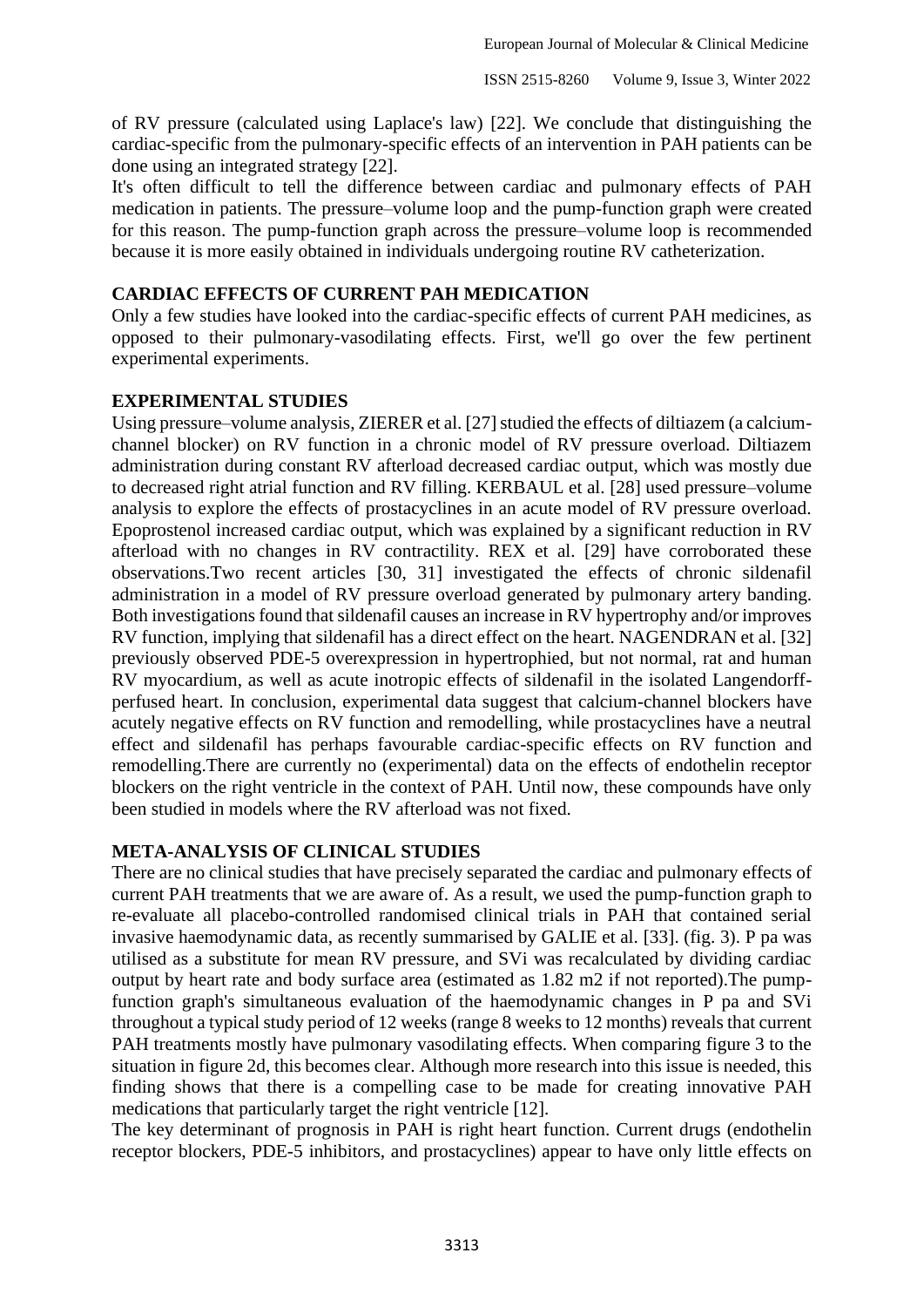of RV pressure (calculated using Laplace's law) [22]. We conclude that distinguishing the cardiac-specific from the pulmonary-specific effects of an intervention in PAH patients can be done using an integrated strategy [22].

It's often difficult to tell the difference between cardiac and pulmonary effects of PAH medication in patients. The pressure–volume loop and the pump-function graph were created for this reason. The pump-function graph across the pressure–volume loop is recommended because it is more easily obtained in individuals undergoing routine RV catheterization.

## CARDIAC EFFECTS OF CURRENT PAH MEDICATION

Only a few studies have looked into the cardiac-specific effects of current PAH medicines, as opposed to their pulmonary-vasodilating effects. First, we'll go over the few pertinent experimental experiments.

## EXPERIMENTAL STUDIES

Using pressure–volume analysis, ZIERER et al. [27] studied the effects of diltiazem (a calcium-channel blocker) on RV function in a chronic model of RV pressure overload. Diltiazem administration during constant RV afterload decreased cardiac output, which was mostly due to decreased right atrial function and RV filling. KERBAUL et al. [28] used pressure–volume analysis to explore the effects of prostacyclines in an acute model of RV pressure overload. Epoprostenol increased cardiac output, which was explained by a significant reduction in RV afterload with no changes in RV contractility. REX et al. [29] have corroborated these observations.Two recent articles [30, 31] investigated the effects of chronic sildenafil administration in a model of RV pressure overload generated by pulmonary artery banding. Both investigations found that sildenafil causes an increase in RV hypertrophy and/or improves RV function, implying that sildenafil has a direct effect on the heart. NAGENDRAN et al. [32] previously observed PDE-5 overexpression in hypertrophied, but not normal, rat and human RV myocardium, as well as acute inotropic effects of sildenafil in the isolated Langendorff-perfused heart. In conclusion, experimental data suggest that calcium-channel blockers have acutely negative effects on RV function and remodelling, while prostacyclines have a neutral effect and sildenafil has perhaps favourable cardiac-specific effects on RV function and remodelling.There are currently no (experimental) data on the effects of endothelin receptor blockers on the right ventricle in the context of PAH. Until now, these compounds have only been studied in models where the RV afterload was not fixed.

## META-ANALYSIS OF CLINICAL STUDIES

There are no clinical studies that have precisely separated the cardiac and pulmonary effects of current PAH treatments that we are aware of. As a result, we used the pump-function graph to re-evaluate all placebo-controlled randomised clinical trials in PAH that contained serial invasive haemodynamic data, as recently summarised by GALIE et al. [33]. (fig. 3). P pa was utilised as a substitute for mean RV pressure, and SVi was recalculated by dividing cardiac output by heart rate and body surface area (estimated as 1.82 $m^2$ if not reported).The pump-function graph's simultaneous evaluation of the haemodynamic changes in P pa and SVi throughout a typical study period of 12 weeks (range 8 weeks to 12 months) reveals that current PAH treatments mostly have pulmonary vasodilating effects. When comparing figure 3 to the situation in figure 2d, this becomes clear. Although more research into this issue is needed, this finding shows that there is a compelling case to be made for creating innovative PAH medications that particularly target the right ventricle [12].

The key determinant of prognosis in PAH is right heart function. Current drugs (endothelin receptor blockers, PDE-5 inhibitors, and prostacyclines) appear to have only little effects on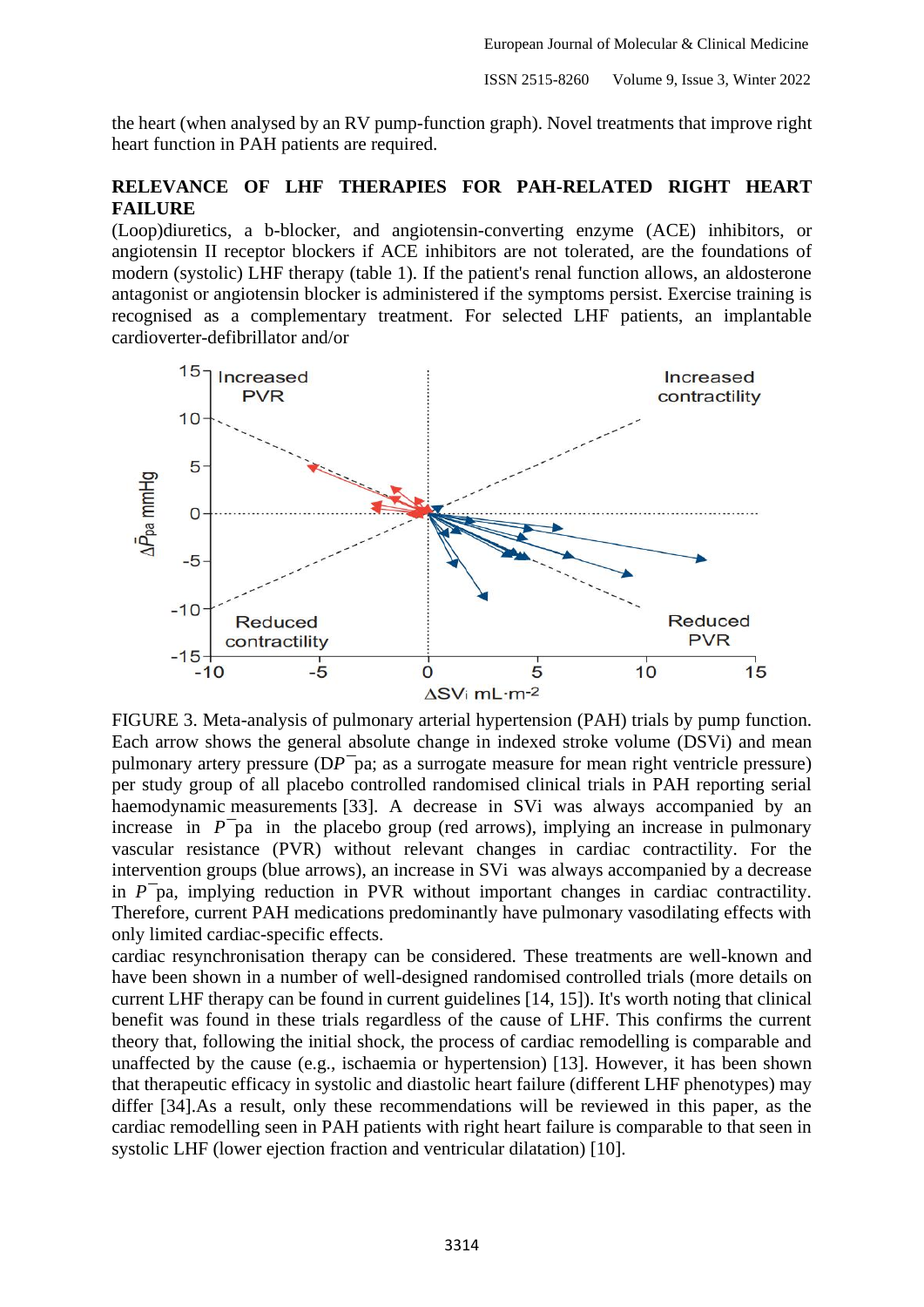the heart (when analysed by an RV pump-function graph). Novel treatments that improve right heart function in PAH patients are required.

## RELEVANCE OF LHF THERAPIES FOR PAH-RELATED RIGHT HEART FAILURE

(Loop)diuretics, a b-blocker, and angiotensin-converting enzyme (ACE) inhibitors, or angiotensin II receptor blockers if ACE inhibitors are not tolerated, are the foundations of modern (systolic) LHF therapy (table 1). If the patient's renal function allows, an aldosterone antagonist or angiotensin blocker is administered if the symptoms persist. Exercise training is recognised as a complementary treatment. For selected LHF patients, an implantable cardioverter-defibrillator and/or

FIGURE 3. Meta-analysis of pulmonary arterial hypertension (PAH) trials by pump function. Each arrow shows the general absolute change in indexed stroke volume (DSVi) and mean pulmonary artery pressure (D$\bar{P}$pa; as a surrogate measure for mean right ventricle pressure) per study group of all placebo controlled randomised clinical trials in PAH reporting serial haemodynamic measurements [33]. A decrease in SVi was always accompanied by an increase in $\bar{P}$pa in the placebo group (red arrows), implying an increase in pulmonary vascular resistance (PVR) without relevant changes in cardiac contractility. For the intervention groups (blue arrows), an increase in SVi was always accompanied by a decrease in $\bar{P}$pa, implying reduction in PVR without important changes in cardiac contractility. Therefore, current PAH medications predominantly have pulmonary vasodilating effects with only limited cardiac-specific effects.

cardiac resynchronisation therapy can be considered. These treatments are well-known and have been shown in a number of well-designed randomised controlled trials (more details on current LHF therapy can be found in current guidelines [14, 15]). It's worth noting that clinical benefit was found in these trials regardless of the cause of LHF. This confirms the current theory that, following the initial shock, the process of cardiac remodelling is comparable and unaffected by the cause (e.g., ischaemia or hypertension) [13]. However, it has been shown that therapeutic efficacy in systolic and diastolic heart failure (different LHF phenotypes) may differ [34].As a result, only these recommendations will be reviewed in this paper, as the cardiac remodelling seen in PAH patients with right heart failure is comparable to that seen in systolic LHF (lower ejection fraction and ventricular dilatation) [10].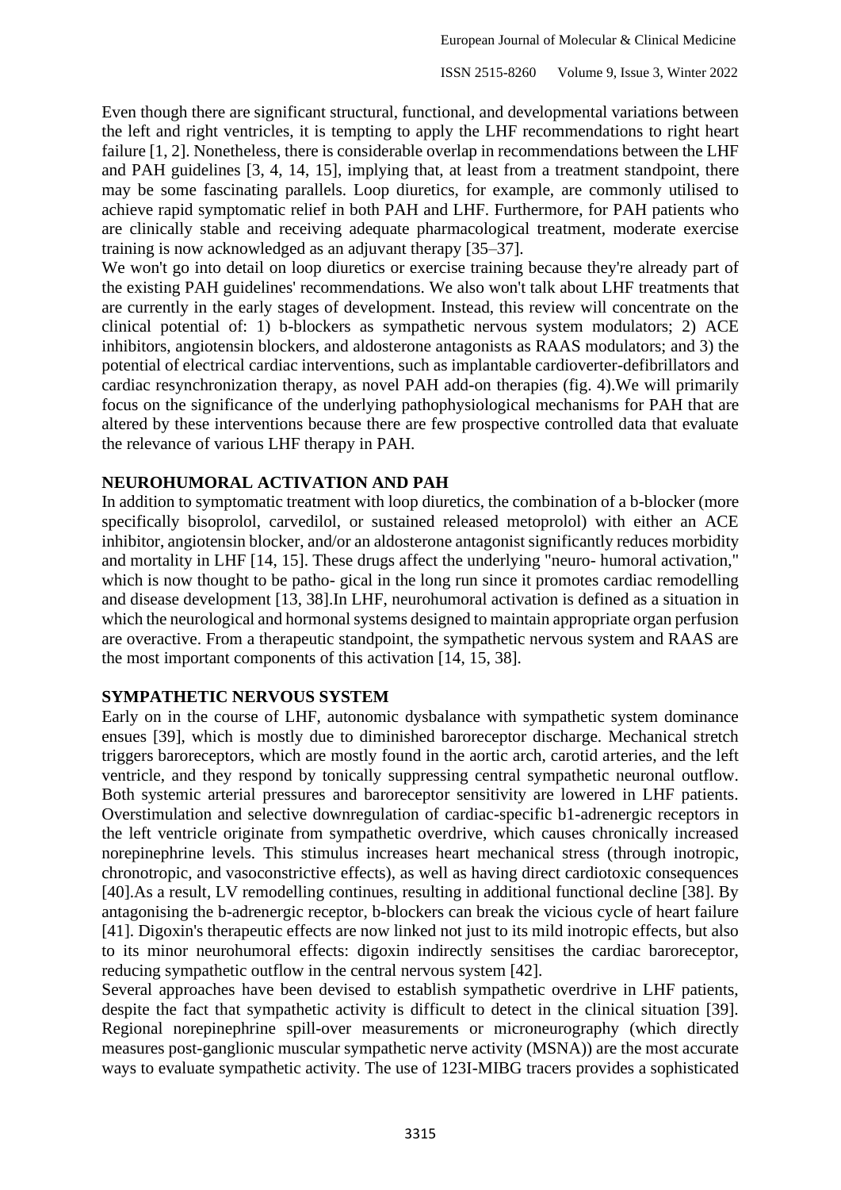Even though there are significant structural, functional, and developmental variations between the left and right ventricles, it is tempting to apply the LHF recommendations to right heart failure [1, 2]. Nonetheless, there is considerable overlap in recommendations between the LHF and PAH guidelines [3, 4, 14, 15], implying that, at least from a treatment standpoint, there may be some fascinating parallels. Loop diuretics, for example, are commonly utilised to achieve rapid symptomatic relief in both PAH and LHF. Furthermore, for PAH patients who are clinically stable and receiving adequate pharmacological treatment, moderate exercise training is now acknowledged as an adjuvant therapy [35–37].

We won't go into detail on loop diuretics or exercise training because they're already part of the existing PAH guidelines' recommendations. We also won't talk about LHF treatments that are currently in the early stages of development. Instead, this review will concentrate on the clinical potential of: 1) b-blockers as sympathetic nervous system modulators; 2) ACE inhibitors, angiotensin blockers, and aldosterone antagonists as RAAS modulators; and 3) the potential of electrical cardiac interventions, such as implantable cardioverter-defibrillators and cardiac resynchronization therapy, as novel PAH add-on therapies (fig. 4).We will primarily focus on the significance of the underlying pathophysiological mechanisms for PAH that are altered by these interventions because there are few prospective controlled data that evaluate the relevance of various LHF therapy in PAH.

## NEUROHUMORAL ACTIVATION AND PAH

In addition to symptomatic treatment with loop diuretics, the combination of a b-blocker (more specifically bisoprolol, carvedilol, or sustained released metoprolol) with either an ACE inhibitor, angiotensin blocker, and/or an aldosterone antagonist significantly reduces morbidity and mortality in LHF [14, 15]. These drugs affect the underlying "neuro- humoral activation," which is now thought to be patho- gical in the long run since it promotes cardiac remodelling and disease development [13, 38].In LHF, neurohumoral activation is defined as a situation in which the neurological and hormonal systems designed to maintain appropriate organ perfusion are overactive. From a therapeutic standpoint, the sympathetic nervous system and RAAS are the most important components of this activation [14, 15, 38].

## SYMPATHETIC NERVOUS SYSTEM

Early on in the course of LHF, autonomic dysbalance with sympathetic system dominance ensues [39], which is mostly due to diminished baroreceptor discharge. Mechanical stretch triggers baroreceptors, which are mostly found in the aortic arch, carotid arteries, and the left ventricle, and they respond by tonically suppressing central sympathetic neuronal outflow. Both systemic arterial pressures and baroreceptor sensitivity are lowered in LHF patients. Overstimulation and selective downregulation of cardiac-specific b1-adrenergic receptors in the left ventricle originate from sympathetic overdrive, which causes chronically increased norepinephrine levels. This stimulus increases heart mechanical stress (through inotropic, chronotropic, and vasoconstrictive effects), as well as having direct cardiotoxic consequences [40].As a result, LV remodelling continues, resulting in additional functional decline [38]. By antagonising the b-adrenergic receptor, b-blockers can break the vicious cycle of heart failure [41]. Digoxin's therapeutic effects are now linked not just to its mild inotropic effects, but also to its minor neurohumoral effects: digoxin indirectly sensitises the cardiac baroreceptor, reducing sympathetic outflow in the central nervous system [42].

Several approaches have been devised to establish sympathetic overdrive in LHF patients, despite the fact that sympathetic activity is difficult to detect in the clinical situation [39]. Regional norepinephrine spill-over measurements or microneurography (which directly measures post-ganglionic muscular sympathetic nerve activity (MSNA)) are the most accurate ways to evaluate sympathetic activity. The use of 123I-MIBG tracers provides a sophisticated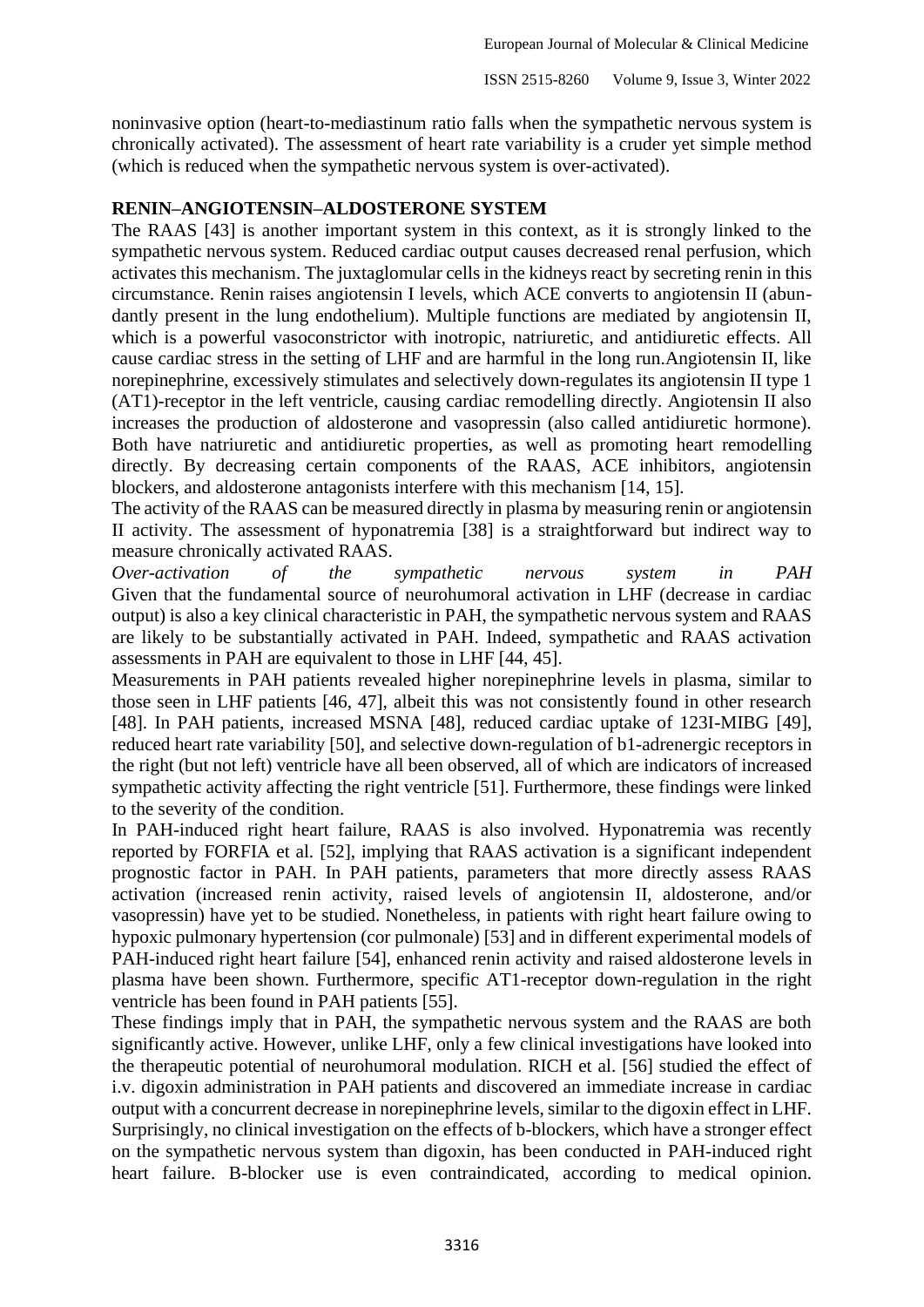noninvasive option (heart-to-mediastinum ratio falls when the sympathetic nervous system is chronically activated). The assessment of heart rate variability is a cruder yet simple method (which is reduced when the sympathetic nervous system is over-activated).

## RENIN–ANGIOTENSIN–ALDOSTERONE SYSTEM

The RAAS [43] is another important system in this context, as it is strongly linked to the sympathetic nervous system. Reduced cardiac output causes decreased renal perfusion, which activates this mechanism. The juxtaglomular cells in the kidneys react by secreting renin in this circumstance. Renin raises angiotensin I levels, which ACE converts to angiotensin II (abundantly present in the lung endothelium). Multiple functions are mediated by angiotensin II, which is a powerful vasoconstrictor with inotropic, natriuretic, and antidiuretic effects. All cause cardiac stress in the setting of LHF and are harmful in the long run.Angiotensin II, like norepinephrine, excessively stimulates and selectively down-regulates its angiotensin II type 1 (AT1)-receptor in the left ventricle, causing cardiac remodelling directly. Angiotensin II also increases the production of aldosterone and vasopressin (also called antidiuretic hormone). Both have natriuretic and antidiuretic properties, as well as promoting heart remodelling directly. By decreasing certain components of the RAAS, ACE inhibitors, angiotensin blockers, and aldosterone antagonists interfere with this mechanism [14, 15].

The activity of the RAAS can be measured directly in plasma by measuring renin or angiotensin II activity. The assessment of hyponatremia [38] is a straightforward but indirect way to measure chronically activated RAAS.

*Over-activation of the sympathetic nervous system in PAH*

Given that the fundamental source of neurohumoral activation in LHF (decrease in cardiac output) is also a key clinical characteristic in PAH, the sympathetic nervous system and RAAS are likely to be substantially activated in PAH. Indeed, sympathetic and RAAS activation assessments in PAH are equivalent to those in LHF [44, 45].

Measurements in PAH patients revealed higher norepinephrine levels in plasma, similar to those seen in LHF patients [46, 47], albeit this was not consistently found in other research [48]. In PAH patients, increased MSNA [48], reduced cardiac uptake of 123I-MIBG [49], reduced heart rate variability [50], and selective down-regulation of b1-adrenergic receptors in the right (but not left) ventricle have all been observed, all of which are indicators of increased sympathetic activity affecting the right ventricle [51]. Furthermore, these findings were linked to the severity of the condition.

In PAH-induced right heart failure, RAAS is also involved. Hyponatremia was recently reported by FORFIA et al. [52], implying that RAAS activation is a significant independent prognostic factor in PAH. In PAH patients, parameters that more directly assess RAAS activation (increased renin activity, raised levels of angiotensin II, aldosterone, and/or vasopressin) have yet to be studied. Nonetheless, in patients with right heart failure owing to hypoxic pulmonary hypertension (cor pulmonale) [53] and in different experimental models of PAH-induced right heart failure [54], enhanced renin activity and raised aldosterone levels in plasma have been shown. Furthermore, specific AT1-receptor down-regulation in the right ventricle has been found in PAH patients [55].

These findings imply that in PAH, the sympathetic nervous system and the RAAS are both significantly active. However, unlike LHF, only a few clinical investigations have looked into the therapeutic potential of neurohumoral modulation. RICH et al. [56] studied the effect of i.v. digoxin administration in PAH patients and discovered an immediate increase in cardiac output with a concurrent decrease in norepinephrine levels, similar to the digoxin effect in LHF. Surprisingly, no clinical investigation on the effects of b-blockers, which have a stronger effect on the sympathetic nervous system than digoxin, has been conducted in PAH-induced right heart failure. B-blocker use is even contraindicated, according to medical opinion.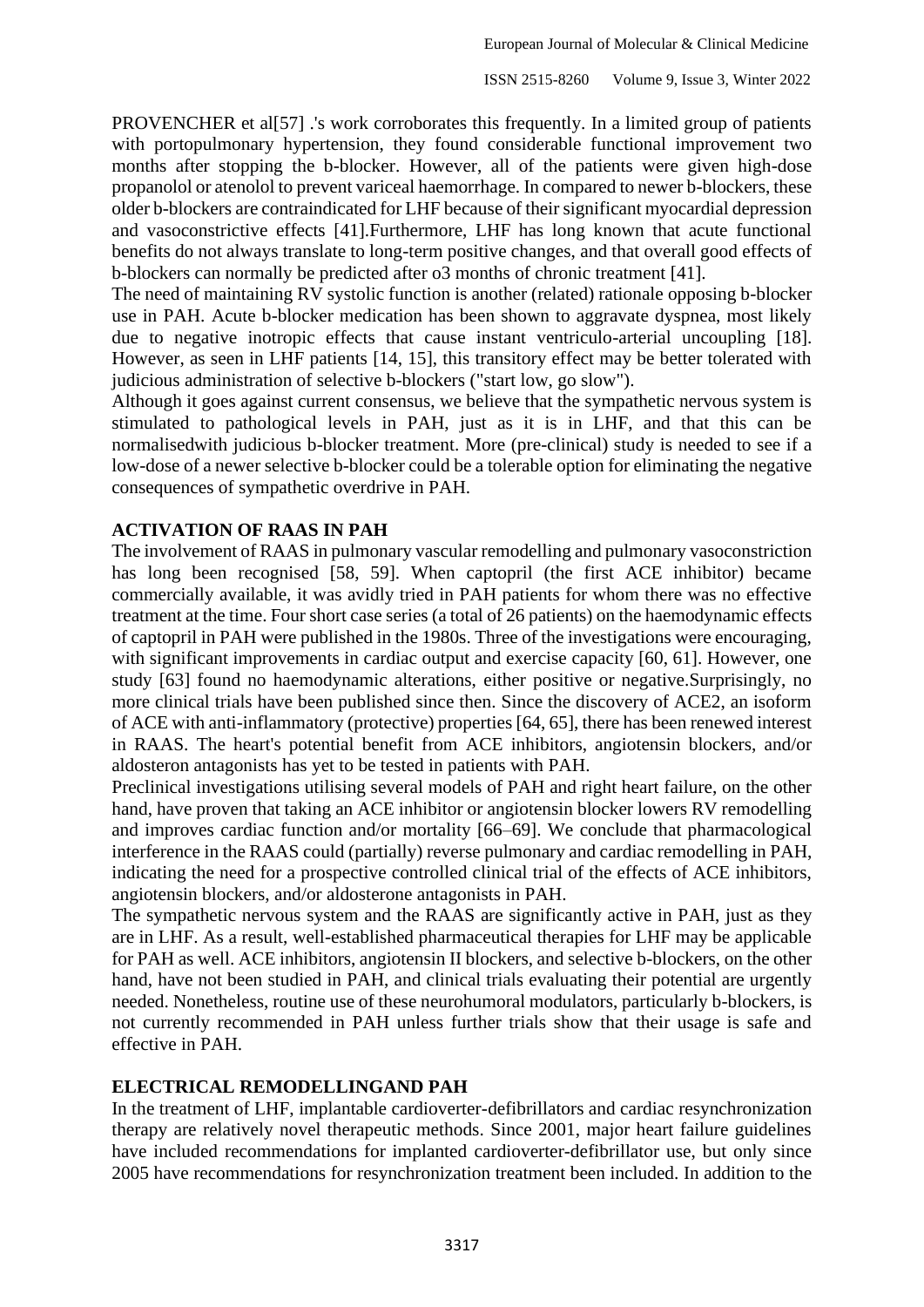PROVENCHER et al[57] .'s work corroborates this frequently. In a limited group of patients with portopulmonary hypertension, they found considerable functional improvement two months after stopping the b-blocker. However, all of the patients were given high-dose propanolol or atenolol to prevent variceal haemorrhage. In compared to newer b-blockers, these older b-blockers are contraindicated for LHF because of their significant myocardial depression and vasoconstrictive effects [41].Furthermore, LHF has long known that acute functional benefits do not always translate to long-term positive changes, and that overall good effects of b-blockers can normally be predicted after o3 months of chronic treatment [41].

The need of maintaining RV systolic function is another (related) rationale opposing b-blocker use in PAH. Acute b-blocker medication has been shown to aggravate dyspnea, most likely due to negative inotropic effects that cause instant ventriculo-arterial uncoupling [18]. However, as seen in LHF patients [14, 15], this transitory effect may be better tolerated with judicious administration of selective b-blockers ("start low, go slow").

Although it goes against current consensus, we believe that the sympathetic nervous system is stimulated to pathological levels in PAH, just as it is in LHF, and that this can be normalisedwith judicious b-blocker treatment. More (pre-clinical) study is needed to see if a low-dose of a newer selective b-blocker could be a tolerable option for eliminating the negative consequences of sympathetic overdrive in PAH.

## ACTIVATION OF RAAS IN PAH

The involvement of RAAS in pulmonary vascular remodelling and pulmonary vasoconstriction has long been recognised [58, 59]. When captopril (the first ACE inhibitor) became commercially available, it was avidly tried in PAH patients for whom there was no effective treatment at the time. Four short case series (a total of 26 patients) on the haemodynamic effects of captopril in PAH were published in the 1980s. Three of the investigations were encouraging, with significant improvements in cardiac output and exercise capacity [60, 61]. However, one study [63] found no haemodynamic alterations, either positive or negative.Surprisingly, no more clinical trials have been published since then. Since the discovery of ACE2, an isoform of ACE with anti-inflammatory (protective) properties [64, 65], there has been renewed interest in RAAS. The heart's potential benefit from ACE inhibitors, angiotensin blockers, and/or aldosteron antagonists has yet to be tested in patients with PAH.

Preclinical investigations utilising several models of PAH and right heart failure, on the other hand, have proven that taking an ACE inhibitor or angiotensin blocker lowers RV remodelling and improves cardiac function and/or mortality [66–69]. We conclude that pharmacological interference in the RAAS could (partially) reverse pulmonary and cardiac remodelling in PAH, indicating the need for a prospective controlled clinical trial of the effects of ACE inhibitors, angiotensin blockers, and/or aldosterone antagonists in PAH.

The sympathetic nervous system and the RAAS are significantly active in PAH, just as they are in LHF. As a result, well-established pharmaceutical therapies for LHF may be applicable for PAH as well. ACE inhibitors, angiotensin II blockers, and selective b-blockers, on the other hand, have not been studied in PAH, and clinical trials evaluating their potential are urgently needed. Nonetheless, routine use of these neurohumoral modulators, particularly b-blockers, is not currently recommended in PAH unless further trials show that their usage is safe and effective in PAH.

## ELECTRICAL REMODELLINGAND PAH

In the treatment of LHF, implantable cardioverter-defibrillators and cardiac resynchronization therapy are relatively novel therapeutic methods. Since 2001, major heart failure guidelines have included recommendations for implanted cardioverter-defibrillator use, but only since 2005 have recommendations for resynchronization treatment been included. In addition to the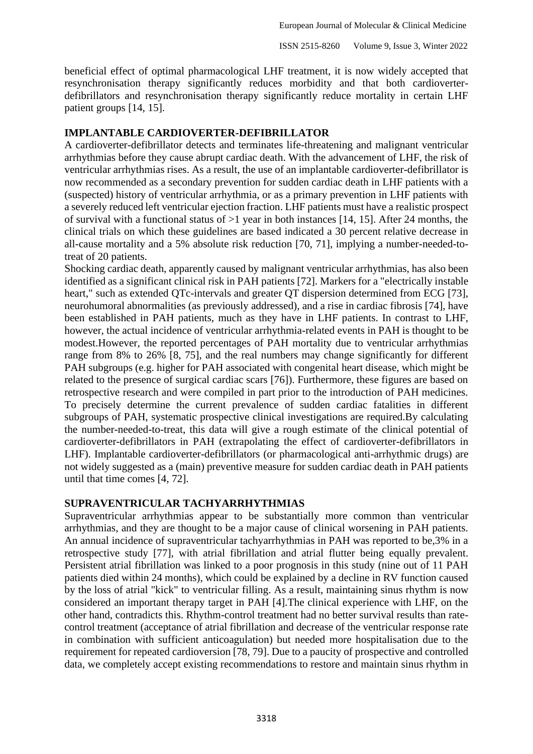beneficial effect of optimal pharmacological LHF treatment, it is now widely accepted that resynchronisation therapy significantly reduces morbidity and that both cardioverter-defibrillators and resynchronisation therapy significantly reduce mortality in certain LHF patient groups [14, 15].

## IMPLANTABLE CARDIOVERTER-DEFIBRILLATOR

A cardioverter-defibrillator detects and terminates life-threatening and malignant ventricular arrhythmias before they cause abrupt cardiac death. With the advancement of LHF, the risk of ventricular arrhythmias rises. As a result, the use of an implantable cardioverter-defibrillator is now recommended as a secondary prevention for sudden cardiac death in LHF patients with a (suspected) history of ventricular arrhythmia, or as a primary prevention in LHF patients with a severely reduced left ventricular ejection fraction. LHF patients must have a realistic prospect of survival with a functional status of >1 year in both instances [14, 15]. After 24 months, the clinical trials on which these guidelines are based indicated a 30 percent relative decrease in all-cause mortality and a 5% absolute risk reduction [70, 71], implying a number-needed-to-treat of 20 patients.

Shocking cardiac death, apparently caused by malignant ventricular arrhythmias, has also been identified as a significant clinical risk in PAH patients [72]. Markers for a "electrically instable heart," such as extended QTc-intervals and greater QT dispersion determined from ECG [73], neurohumoral abnormalities (as previously addressed), and a rise in cardiac fibrosis [74], have been established in PAH patients, much as they have in LHF patients. In contrast to LHF, however, the actual incidence of ventricular arrhythmia-related events in PAH is thought to be modest.However, the reported percentages of PAH mortality due to ventricular arrhythmias range from 8% to 26% [8, 75], and the real numbers may change significantly for different PAH subgroups (e.g. higher for PAH associated with congenital heart disease, which might be related to the presence of surgical cardiac scars [76]). Furthermore, these figures are based on retrospective research and were compiled in part prior to the introduction of PAH medicines. To precisely determine the current prevalence of sudden cardiac fatalities in different subgroups of PAH, systematic prospective clinical investigations are required.By calculating the number-needed-to-treat, this data will give a rough estimate of the clinical potential of cardioverter-defibrillators in PAH (extrapolating the effect of cardioverter-defibrillators in LHF). Implantable cardioverter-defibrillators (or pharmacological anti-arrhythmic drugs) are not widely suggested as a (main) preventive measure for sudden cardiac death in PAH patients until that time comes [4, 72].

## SUPRAVENTRICULAR TACHYARRHYTHMIAS

Supraventricular arrhythmias appear to be substantially more common than ventricular arrhythmias, and they are thought to be a major cause of clinical worsening in PAH patients. An annual incidence of supraventricular tachyarrhythmias in PAH was reported to be,3% in a retrospective study [77], with atrial fibrillation and atrial flutter being equally prevalent. Persistent atrial fibrillation was linked to a poor prognosis in this study (nine out of 11 PAH patients died within 24 months), which could be explained by a decline in RV function caused by the loss of atrial "kick" to ventricular filling. As a result, maintaining sinus rhythm is now considered an important therapy target in PAH [4].The clinical experience with LHF, on the other hand, contradicts this. Rhythm-control treatment had no better survival results than rate-control treatment (acceptance of atrial fibrillation and decrease of the ventricular response rate in combination with sufficient anticoagulation) but needed more hospitalisation due to the requirement for repeated cardioversion [78, 79]. Due to a paucity of prospective and controlled data, we completely accept existing recommendations to restore and maintain sinus rhythm in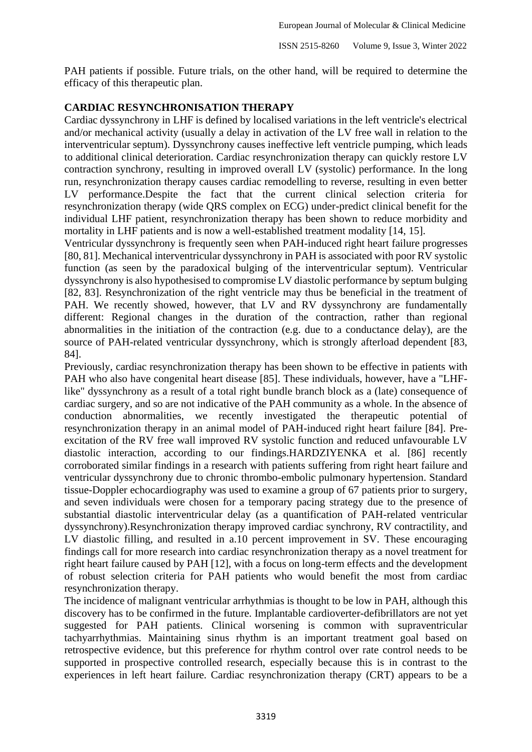PAH patients if possible. Future trials, on the other hand, will be required to determine the efficacy of this therapeutic plan.

## CARDIAC RESYNCHRONISATION THERAPY

Cardiac dyssynchrony in LHF is defined by localised variations in the left ventricle's electrical and/or mechanical activity (usually a delay in activation of the LV free wall in relation to the interventricular septum). Dyssynchrony causes ineffective left ventricle pumping, which leads to additional clinical deterioration. Cardiac resynchronization therapy can quickly restore LV contraction synchrony, resulting in improved overall LV (systolic) performance. In the long run, resynchronization therapy causes cardiac remodelling to reverse, resulting in even better LV performance.Despite the fact that the current clinical selection criteria for resynchronization therapy (wide QRS complex on ECG) under-predict clinical benefit for the individual LHF patient, resynchronization therapy has been shown to reduce morbidity and mortality in LHF patients and is now a well-established treatment modality [14, 15].

Ventricular dyssynchrony is frequently seen when PAH-induced right heart failure progresses [80, 81]. Mechanical interventricular dyssynchrony in PAH is associated with poor RV systolic function (as seen by the paradoxical bulging of the interventricular septum). Ventricular dyssynchrony is also hypothesised to compromise LV diastolic performance by septum bulging [82, 83]. Resynchronization of the right ventricle may thus be beneficial in the treatment of PAH. We recently showed, however, that LV and RV dyssynchrony are fundamentally different: Regional changes in the duration of the contraction, rather than regional abnormalities in the initiation of the contraction (e.g. due to a conductance delay), are the source of PAH-related ventricular dyssynchrony, which is strongly afterload dependent [83, 84].

Previously, cardiac resynchronization therapy has been shown to be effective in patients with PAH who also have congenital heart disease [85]. These individuals, however, have a "LHF-like" dyssynchrony as a result of a total right bundle branch block as a (late) consequence of cardiac surgery, and so are not indicative of the PAH community as a whole. In the absence of conduction abnormalities, we recently investigated the therapeutic potential of resynchronization therapy in an animal model of PAH-induced right heart failure [84]. Pre-excitation of the RV free wall improved RV systolic function and reduced unfavourable LV diastolic interaction, according to our findings.HARDZIYENKA et al. [86] recently corroborated similar findings in a research with patients suffering from right heart failure and ventricular dyssynchrony due to chronic thrombo-embolic pulmonary hypertension. Standard tissue-Doppler echocardiography was used to examine a group of 67 patients prior to surgery, and seven individuals were chosen for a temporary pacing strategy due to the presence of substantial diastolic interventricular delay (as a quantification of PAH-related ventricular dyssynchrony).Resynchronization therapy improved cardiac synchrony, RV contractility, and LV diastolic filling, and resulted in a.10 percent improvement in SV. These encouraging findings call for more research into cardiac resynchronization therapy as a novel treatment for right heart failure caused by PAH [12], with a focus on long-term effects and the development of robust selection criteria for PAH patients who would benefit the most from cardiac resynchronization therapy.

The incidence of malignant ventricular arrhythmias is thought to be low in PAH, although this discovery has to be confirmed in the future. Implantable cardioverter-defibrillators are not yet suggested for PAH patients. Clinical worsening is common with supraventricular tachyarrhythmias. Maintaining sinus rhythm is an important treatment goal based on retrospective evidence, but this preference for rhythm control over rate control needs to be supported in prospective controlled research, especially because this is in contrast to the experiences in left heart failure. Cardiac resynchronization therapy (CRT) appears to be a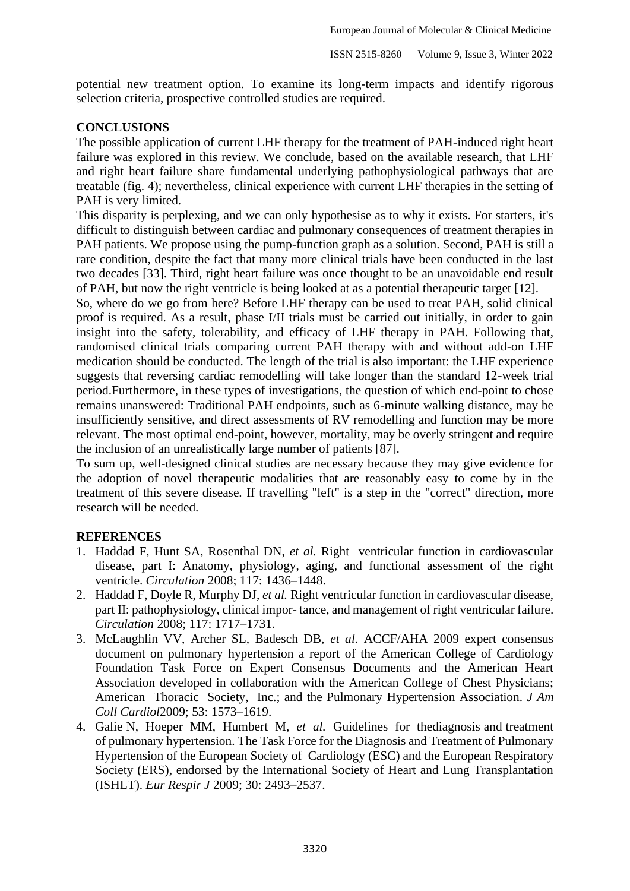potential new treatment option. To examine its long-term impacts and identify rigorous selection criteria, prospective controlled studies are required.

## CONCLUSIONS

The possible application of current LHF therapy for the treatment of PAH-induced right heart failure was explored in this review. We conclude, based on the available research, that LHF and right heart failure share fundamental underlying pathophysiological pathways that are treatable (fig. 4); nevertheless, clinical experience with current LHF therapies in the setting of PAH is very limited.

This disparity is perplexing, and we can only hypothesise as to why it exists. For starters, it's difficult to distinguish between cardiac and pulmonary consequences of treatment therapies in PAH patients. We propose using the pump-function graph as a solution. Second, PAH is still a rare condition, despite the fact that many more clinical trials have been conducted in the last two decades [33]. Third, right heart failure was once thought to be an unavoidable end result of PAH, but now the right ventricle is being looked at as a potential therapeutic target [12].

So, where do we go from here? Before LHF therapy can be used to treat PAH, solid clinical proof is required. As a result, phase I/II trials must be carried out initially, in order to gain insight into the safety, tolerability, and efficacy of LHF therapy in PAH. Following that, randomised clinical trials comparing current PAH therapy with and without add-on LHF medication should be conducted. The length of the trial is also important: the LHF experience suggests that reversing cardiac remodelling will take longer than the standard 12-week trial period.Furthermore, in these types of investigations, the question of which end-point to chose remains unanswered: Traditional PAH endpoints, such as 6-minute walking distance, may be insufficiently sensitive, and direct assessments of RV remodelling and function may be more relevant. The most optimal end-point, however, mortality, may be overly stringent and require the inclusion of an unrealistically large number of patients [87].

To sum up, well-designed clinical studies are necessary because they may give evidence for the adoption of novel therapeutic modalities that are reasonably easy to come by in the treatment of this severe disease. If travelling "left" is a step in the "correct" direction, more research will be needed.

## REFERENCES

1. Haddad F, Hunt SA, Rosenthal DN, *et al.* Right ventricular function in cardiovascular disease, part I: Anatomy, physiology, aging, and functional assessment of the right ventricle. *Circulation* 2008; 117: 1436–1448.
2. Haddad F, Doyle R, Murphy DJ, *et al.* Right ventricular function in cardiovascular disease, part II: pathophysiology, clinical impor- tance, and management of right ventricular failure. *Circulation* 2008; 117: 1717–1731.
3. McLaughlin VV, Archer SL, Badesch DB, *et al.* ACCF/AHA 2009 expert consensus document on pulmonary hypertension a report of the American College of Cardiology Foundation Task Force on Expert Consensus Documents and the American Heart Association developed in collaboration with the American College of Chest Physicians; American Thoracic Society, Inc.; and the Pulmonary Hypertension Association. *J Am Coll Cardiol*2009; 53: 1573–1619.
4. Galie N, Hoeper MM, Humbert M, *et al.* Guidelines for thediagnosis and treatment of pulmonary hypertension. The Task Force for the Diagnosis and Treatment of Pulmonary Hypertension of the European Society of Cardiology (ESC) and the European Respiratory Society (ERS), endorsed by the International Society of Heart and Lung Transplantation (ISHLT). *Eur Respir J* 2009; 30: 2493–2537.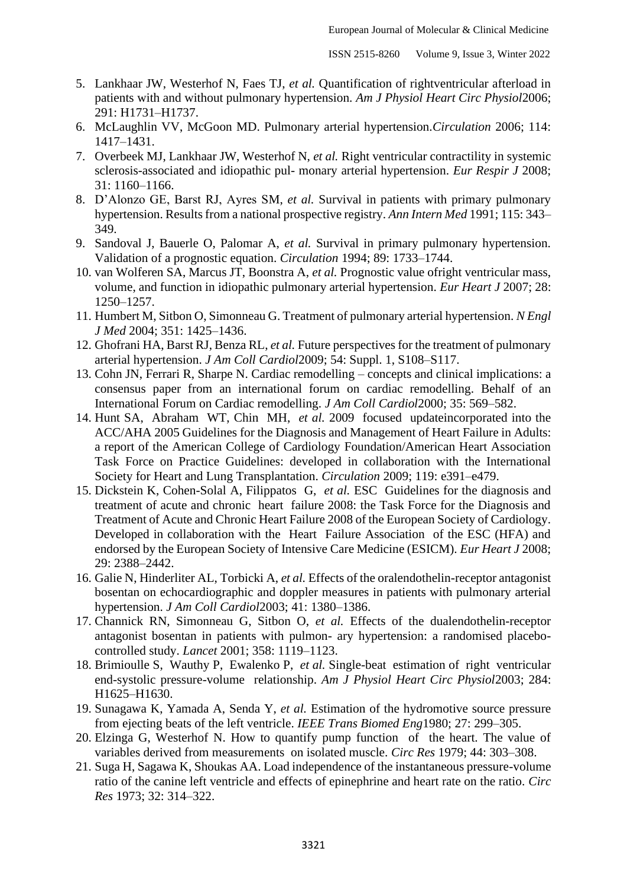5. Lankhaar JW, Westerhof N, Faes TJ, *et al.* Quantification of rightventricular afterload in patients with and without pulmonary hypertension. *Am J Physiol Heart Circ Physiol*2006; 291: H1731–H1737.
6. McLaughlin VV, McGoon MD. Pulmonary arterial hypertension.*Circulation* 2006; 114: 1417–1431.
7. Overbeek MJ, Lankhaar JW, Westerhof N, *et al.* Right ventricular contractility in systemic sclerosis-associated and idiopathic pul- monary arterial hypertension. *Eur Respir J* 2008; 31: 1160–1166.
8. D'Alonzo GE, Barst RJ, Ayres SM, *et al.* Survival in patients with primary pulmonary hypertension. Results from a national prospective registry. *Ann Intern Med* 1991; 115: 343–349.
9. Sandoval J, Bauerle O, Palomar A, *et al.* Survival in primary pulmonary hypertension. Validation of a prognostic equation. *Circulation* 1994; 89: 1733–1744.
10. van Wolferen SA, Marcus JT, Boonstra A, *et al.* Prognostic value ofright ventricular mass, volume, and function in idiopathic pulmonary arterial hypertension. *Eur Heart J* 2007; 28: 1250–1257.
11. Humbert M, Sitbon O, Simonneau G. Treatment of pulmonary arterial hypertension. *N Engl J Med* 2004; 351: 1425–1436.
12. Ghofrani HA, Barst RJ, Benza RL, *et al.* Future perspectives for the treatment of pulmonary arterial hypertension. *J Am Coll Cardiol*2009; 54: Suppl. 1, S108–S117.
13. Cohn JN, Ferrari R, Sharpe N. Cardiac remodelling – concepts and clinical implications: a consensus paper from an international forum on cardiac remodelling. Behalf of an International Forum on Cardiac remodelling. *J Am Coll Cardiol*2000; 35: 569–582.
14. Hunt SA, Abraham WT, Chin MH, *et al.* 2009 focused updateincorporated into the ACC/AHA 2005 Guidelines for the Diagnosis and Management of Heart Failure in Adults: a report of the American College of Cardiology Foundation/American Heart Association Task Force on Practice Guidelines: developed in collaboration with the International Society for Heart and Lung Transplantation. *Circulation* 2009; 119: e391–e479.
15. Dickstein K, Cohen-Solal A, Filippatos G, *et al.* ESC Guidelines for the diagnosis and treatment of acute and chronic heart failure 2008: the Task Force for the Diagnosis and Treatment of Acute and Chronic Heart Failure 2008 of the European Society of Cardiology. Developed in collaboration with the Heart Failure Association of the ESC (HFA) and endorsed by the European Society of Intensive Care Medicine (ESICM). *Eur Heart J* 2008; 29: 2388–2442.
16. Galie N, Hinderliter AL, Torbicki A, *et al.* Effects of the oralendothelin-receptor antagonist bosentan on echocardiographic and doppler measures in patients with pulmonary arterial hypertension. *J Am Coll Cardiol*2003; 41: 1380–1386.
17. Channick RN, Simonneau G, Sitbon O, *et al.* Effects of the dualendothelin-receptor antagonist bosentan in patients with pulmon- ary hypertension: a randomised placebo-controlled study. *Lancet* 2001; 358: 1119–1123.
18. Brimioulle S, Wauthy P, Ewalenko P, *et al.* Single-beat estimation of right ventricular end-systolic pressure-volume relationship. *Am J Physiol Heart Circ Physiol*2003; 284: H1625–H1630.
19. Sunagawa K, Yamada A, Senda Y, *et al.* Estimation of the hydromotive source pressure from ejecting beats of the left ventricle. *IEEE Trans Biomed Eng*1980; 27: 299–305.
20. Elzinga G, Westerhof N. How to quantify pump function of the heart. The value of variables derived from measurements on isolated muscle. *Circ Res* 1979; 44: 303–308.
21. Suga H, Sagawa K, Shoukas AA. Load independence of the instantaneous pressure-volume ratio of the canine left ventricle and effects of epinephrine and heart rate on the ratio. *Circ Res* 1973; 32: 314–322.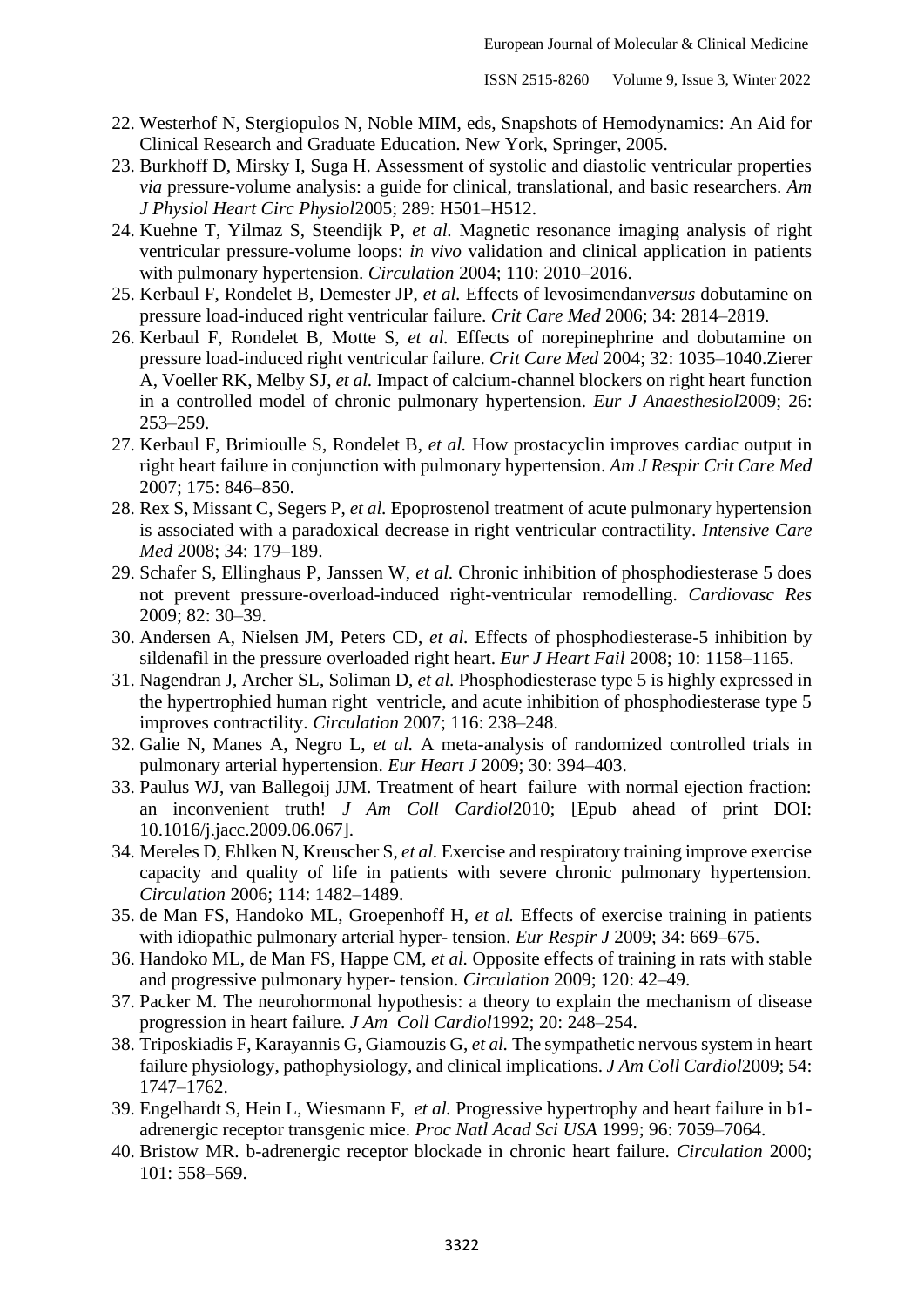22. Westerhof N, Stergiopulos N, Noble MIM, eds, Snapshots of Hemodynamics: An Aid for Clinical Research and Graduate Education. New York, Springer, 2005.
23. Burkhoff D, Mirsky I, Suga H. Assessment of systolic and diastolic ventricular properties *via* pressure-volume analysis: a guide for clinical, translational, and basic researchers. *Am J Physiol Heart Circ Physiol*2005; 289: H501–H512.
24. Kuehne T, Yilmaz S, Steendijk P, *et al.* Magnetic resonance imaging analysis of right ventricular pressure-volume loops: *in vivo* validation and clinical application in patients with pulmonary hypertension. *Circulation* 2004; 110: 2010–2016.
25. Kerbaul F, Rondelet B, Demester JP, *et al.* Effects of levosimendan*versus* dobutamine on pressure load-induced right ventricular failure. *Crit Care Med* 2006; 34: 2814–2819.
26. Kerbaul F, Rondelet B, Motte S, *et al.* Effects of norepinephrine and dobutamine on pressure load-induced right ventricular failure. *Crit Care Med* 2004; 32: 1035–1040.Zierer A, Voeller RK, Melby SJ, *et al.* Impact of calcium-channel blockers on right heart function in a controlled model of chronic pulmonary hypertension. *Eur J Anaesthesiol*2009; 26: 253–259.
27. Kerbaul F, Brimioulle S, Rondelet B, *et al.* How prostacyclin improves cardiac output in right heart failure in conjunction with pulmonary hypertension. *Am J Respir Crit Care Med* 2007; 175: 846–850.
28. Rex S, Missant C, Segers P, *et al.* Epoprostenol treatment of acute pulmonary hypertension is associated with a paradoxical decrease in right ventricular contractility. *Intensive Care Med* 2008; 34: 179–189.
29. Schafer S, Ellinghaus P, Janssen W, *et al.* Chronic inhibition of phosphodiesterase 5 does not prevent pressure-overload-induced right-ventricular remodelling. *Cardiovasc Res* 2009; 82: 30–39.
30. Andersen A, Nielsen JM, Peters CD, *et al.* Effects of phosphodiesterase-5 inhibition by sildenafil in the pressure overloaded right heart. *Eur J Heart Fail* 2008; 10: 1158–1165.
31. Nagendran J, Archer SL, Soliman D, *et al.* Phosphodiesterase type 5 is highly expressed in the hypertrophied human right ventricle, and acute inhibition of phosphodiesterase type 5 improves contractility. *Circulation* 2007; 116: 238–248.
32. Galie N, Manes A, Negro L, *et al.* A meta-analysis of randomized controlled trials in pulmonary arterial hypertension. *Eur Heart J* 2009; 30: 394–403.
33. Paulus WJ, van Ballegoij JJM. Treatment of heart failure with normal ejection fraction: an inconvenient truth! *J Am Coll Cardiol*2010; [Epub ahead of print DOI: 10.1016/j.jacc.2009.06.067].
34. Mereles D, Ehlken N, Kreuscher S, *et al.* Exercise and respiratory training improve exercise capacity and quality of life in patients with severe chronic pulmonary hypertension. *Circulation* 2006; 114: 1482–1489.
35. de Man FS, Handoko ML, Groepenhoff H, *et al.* Effects of exercise training in patients with idiopathic pulmonary arterial hyper- tension. *Eur Respir J* 2009; 34: 669–675.
36. Handoko ML, de Man FS, Happe CM, *et al.* Opposite effects of training in rats with stable and progressive pulmonary hyper- tension. *Circulation* 2009; 120: 42–49.
37. Packer M. The neurohormonal hypothesis: a theory to explain the mechanism of disease progression in heart failure. *J Am Coll Cardiol*1992; 20: 248–254.
38. Triposkiadis F, Karayannis G, Giamouzis G, *et al.* The sympathetic nervous system in heart failure physiology, pathophysiology, and clinical implications. *J Am Coll Cardiol*2009; 54: 1747–1762.
39. Engelhardt S, Hein L, Wiesmann F, *et al.* Progressive hypertrophy and heart failure in b1-adrenergic receptor transgenic mice. *Proc Natl Acad Sci USA* 1999; 96: 7059–7064.
40. Bristow MR. b-adrenergic receptor blockade in chronic heart failure. *Circulation* 2000; 101: 558–569.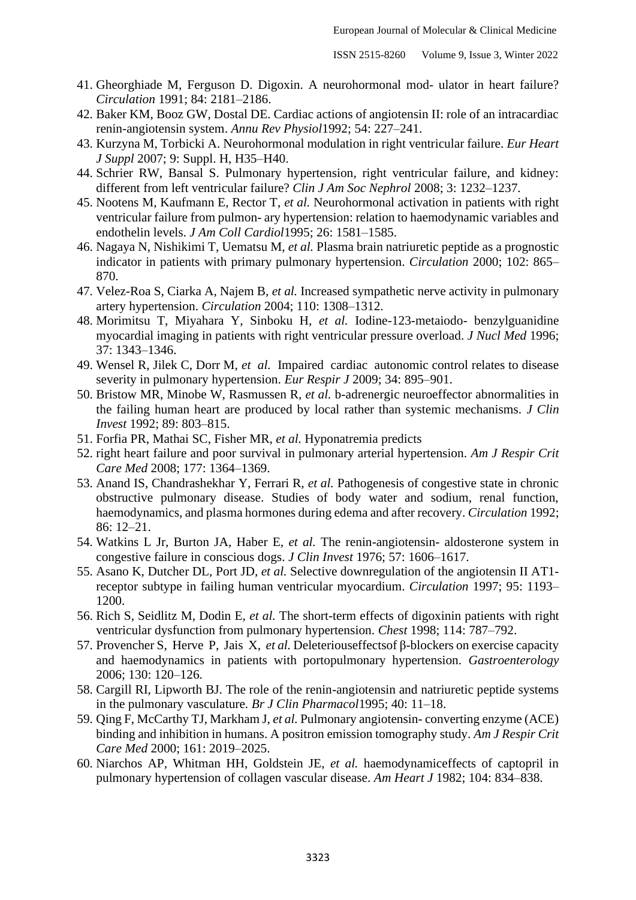41. Gheorghiade M, Ferguson D. Digoxin. A neurohormonal mod- ulator in heart failure? *Circulation* 1991; 84: 2181–2186.
42. Baker KM, Booz GW, Dostal DE. Cardiac actions of angiotensin II: role of an intracardiac renin-angiotensin system. *Annu Rev Physiol*1992; 54: 227–241.
43. Kurzyna M, Torbicki A. Neurohormonal modulation in right ventricular failure. *Eur Heart J Suppl* 2007; 9: Suppl. H, H35–H40.
44. Schrier RW, Bansal S. Pulmonary hypertension, right ventricular failure, and kidney: different from left ventricular failure? *Clin J Am Soc Nephrol* 2008; 3: 1232–1237.
45. Nootens M, Kaufmann E, Rector T, *et al.* Neurohormonal activation in patients with right ventricular failure from pulmon- ary hypertension: relation to haemodynamic variables and endothelin levels. *J Am Coll Cardiol*1995; 26: 1581–1585.
46. Nagaya N, Nishikimi T, Uematsu M, *et al.* Plasma brain natriuretic peptide as a prognostic indicator in patients with primary pulmonary hypertension. *Circulation* 2000; 102: 865–870.
47. Velez-Roa S, Ciarka A, Najem B, *et al.* Increased sympathetic nerve activity in pulmonary artery hypertension. *Circulation* 2004; 110: 1308–1312.
48. Morimitsu T, Miyahara Y, Sinboku H, *et al.* Iodine-123-metaiodo- benzylguanidine myocardial imaging in patients with right ventricular pressure overload. *J Nucl Med* 1996; 37: 1343–1346.
49. Wensel R, Jilek C, Dorr M, *et al.* Impaired cardiac autonomic control relates to disease severity in pulmonary hypertension. *Eur Respir J* 2009; 34: 895–901.
50. Bristow MR, Minobe W, Rasmussen R, *et al.* b-adrenergic neuroeffector abnormalities in the failing human heart are produced by local rather than systemic mechanisms. *J Clin Invest* 1992; 89: 803–815.
51. Forfia PR, Mathai SC, Fisher MR, *et al.* Hyponatremia predicts
52. right heart failure and poor survival in pulmonary arterial hypertension. *Am J Respir Crit Care Med* 2008; 177: 1364–1369.
53. Anand IS, Chandrashekhar Y, Ferrari R, *et al.* Pathogenesis of congestive state in chronic obstructive pulmonary disease. Studies of body water and sodium, renal function, haemodynamics, and plasma hormones during edema and after recovery. *Circulation* 1992; 86: 12–21.
54. Watkins L Jr, Burton JA, Haber E, *et al.* The renin-angiotensin- aldosterone system in congestive failure in conscious dogs. *J Clin Invest* 1976; 57: 1606–1617.
55. Asano K, Dutcher DL, Port JD, *et al.* Selective downregulation of the angiotensin II AT1-receptor subtype in failing human ventricular myocardium. *Circulation* 1997; 95: 1193–1200.
56. Rich S, Seidlitz M, Dodin E, *et al.* The short-term effects of digoxinin patients with right ventricular dysfunction from pulmonary hypertension. *Chest* 1998; 114: 787–792.
57. Provencher S, Herve P, Jais X, *et al.* Deleteriouseffectsof β-blockers on exercise capacity and haemodynamics in patients with portopulmonary hypertension. *Gastroenterology* 2006; 130: 120–126.
58. Cargill RI, Lipworth BJ. The role of the renin-angiotensin and natriuretic peptide systems in the pulmonary vasculature. *Br J Clin Pharmacol*1995; 40: 11–18.
59. Qing F, McCarthy TJ, Markham J, *et al.* Pulmonary angiotensin- converting enzyme (ACE) binding and inhibition in humans. A positron emission tomography study. *Am J Respir Crit Care Med* 2000; 161: 2019–2025.
60. Niarchos AP, Whitman HH, Goldstein JE, *et al.* haemodynamiceffects of captopril in pulmonary hypertension of collagen vascular disease. *Am Heart J* 1982; 104: 834–838.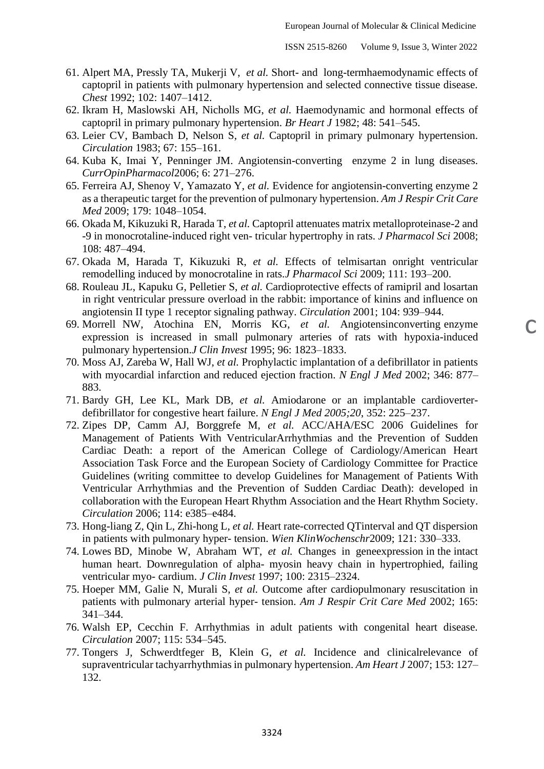61. Alpert MA, Pressly TA, Mukerji V, *et al.* Short- and long-termhaemodynamic effects of captopril in patients with pulmonary hypertension and selected connective tissue disease. *Chest* 1992; 102: 1407–1412.
62. Ikram H, Maslowski AH, Nicholls MG, *et al.* Haemodynamic and hormonal effects of captopril in primary pulmonary hypertension. *Br Heart J* 1982; 48: 541–545.
63. Leier CV, Bambach D, Nelson S, *et al.* Captopril in primary pulmonary hypertension. *Circulation* 1983; 67: 155–161.
64. Kuba K, Imai Y, Penninger JM. Angiotensin-converting enzyme 2 in lung diseases. *CurrOpinPharmacol*2006; 6: 271–276.
65. Ferreira AJ, Shenoy V, Yamazato Y, *et al.* Evidence for angiotensin-converting enzyme 2 as a therapeutic target for the prevention of pulmonary hypertension. *Am J Respir Crit Care Med* 2009; 179: 1048–1054.
66. Okada M, Kikuzuki R, Harada T, *et al.* Captopril attenuates matrix metalloproteinase-2 and -9 in monocrotaline-induced right ven- tricular hypertrophy in rats. *J Pharmacol Sci* 2008; 108: 487–494.
67. Okada M, Harada T, Kikuzuki R, *et al.* Effects of telmisartan onright ventricular remodelling induced by monocrotaline in rats.*J Pharmacol Sci* 2009; 111: 193–200.
68. Rouleau JL, Kapuku G, Pelletier S, *et al.* Cardioprotective effects of ramipril and losartan in right ventricular pressure overload in the rabbit: importance of kinins and influence on angiotensin II type 1 receptor signaling pathway. *Circulation* 2001; 104: 939–944.
69. Morrell NW, Atochina EN, Morris KG, *et al.* Angiotensinconverting enzyme expression is increased in small pulmonary arteries of rats with hypoxia-induced pulmonary hypertension.*J Clin Invest* 1995; 96: 1823–1833.
70. Moss AJ, Zareba W, Hall WJ, *et al.* Prophylactic implantation of a defibrillator in patients with myocardial infarction and reduced ejection fraction. *N Engl J Med* 2002; 346: 877–883.
71. Bardy GH, Lee KL, Mark DB, *et al.* Amiodarone or an implantable cardioverter-defibrillator for congestive heart failure. *N Engl J Med 2005;20*, 352: 225–237.
72. Zipes DP, Camm AJ, Borggrefe M, *et al.* ACC/AHA/ESC 2006 Guidelines for Management of Patients With VentricularArrhythmias and the Prevention of Sudden Cardiac Death: a report of the American College of Cardiology/American Heart Association Task Force and the European Society of Cardiology Committee for Practice Guidelines (writing committee to develop Guidelines for Management of Patients With Ventricular Arrhythmias and the Prevention of Sudden Cardiac Death): developed in collaboration with the European Heart Rhythm Association and the Heart Rhythm Society. *Circulation* 2006; 114: e385–e484.
73. Hong-liang Z, Qin L, Zhi-hong L, *et al.* Heart rate-corrected QTinterval and QT dispersion in patients with pulmonary hyper- tension. *Wien KlinWochenschr*2009; 121: 330–333.
74. Lowes BD, Minobe W, Abraham WT, *et al.* Changes in geneexpression in the intact human heart. Downregulation of alpha- myosin heavy chain in hypertrophied, failing ventricular myo- cardium. *J Clin Invest* 1997; 100: 2315–2324.
75. Hoeper MM, Galie N, Murali S, *et al.* Outcome after cardiopulmonary resuscitation in patients with pulmonary arterial hyper- tension. *Am J Respir Crit Care Med* 2002; 165: 341–344.
76. Walsh EP, Cecchin F. Arrhythmias in adult patients with congenital heart disease. *Circulation* 2007; 115: 534–545.
77. Tongers J, Schwerdtfeger B, Klein G, *et al.* Incidence and clinicalrelevance of supraventricular tachyarrhythmias in pulmonary hypertension. *Am Heart J* 2007; 153: 127–132.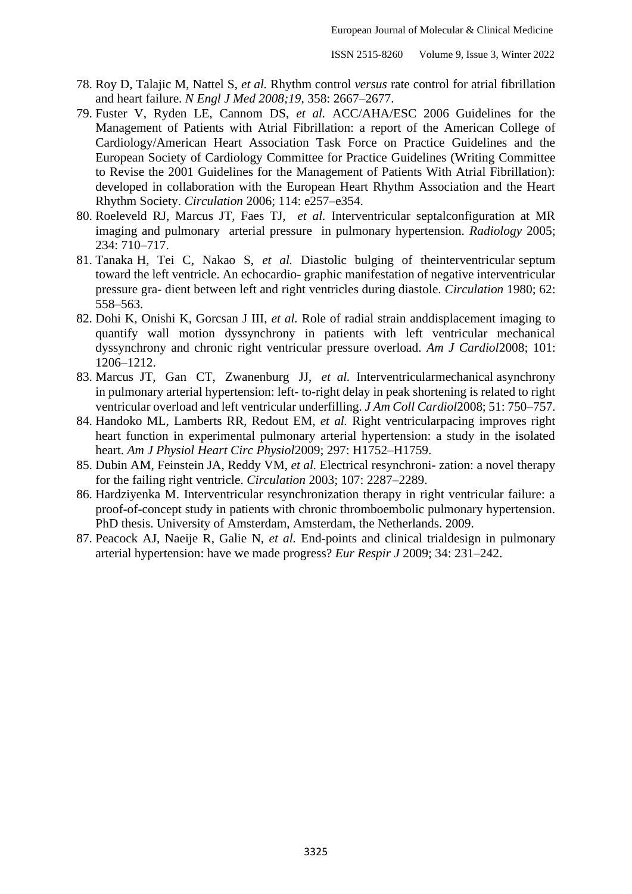78. Roy D, Talajic M, Nattel S, *et al.* Rhythm control *versus* rate control for atrial fibrillation and heart failure. *N Engl J Med 2008;19*, 358: 2667–2677.
79. Fuster V, Ryden LE, Cannom DS, *et al.* ACC/AHA/ESC 2006 Guidelines for the Management of Patients with Atrial Fibrillation: a report of the American College of Cardiology/American Heart Association Task Force on Practice Guidelines and the European Society of Cardiology Committee for Practice Guidelines (Writing Committee to Revise the 2001 Guidelines for the Management of Patients With Atrial Fibrillation): developed in collaboration with the European Heart Rhythm Association and the Heart Rhythm Society. *Circulation* 2006; 114: e257–e354.
80. Roeleveld RJ, Marcus JT, Faes TJ, *et al.* Interventricular septalconfiguration at MR imaging and pulmonary arterial pressure in pulmonary hypertension. *Radiology* 2005; 234: 710–717.
81. Tanaka H, Tei C, Nakao S, *et al.* Diastolic bulging of theinterventricular septum toward the left ventricle. An echocardio- graphic manifestation of negative interventricular pressure gra- dient between left and right ventricles during diastole. *Circulation* 1980; 62: 558–563.
82. Dohi K, Onishi K, Gorcsan J III, *et al.* Role of radial strain anddisplacement imaging to quantify wall motion dyssynchrony in patients with left ventricular mechanical dyssynchrony and chronic right ventricular pressure overload. *Am J Cardiol*2008; 101: 1206–1212.
83. Marcus JT, Gan CT, Zwanenburg JJ, *et al.* Interventricularmechanical asynchrony in pulmonary arterial hypertension: left- to-right delay in peak shortening is related to right ventricular overload and left ventricular underfilling. *J Am Coll Cardiol*2008; 51: 750–757.
84. Handoko ML, Lamberts RR, Redout EM, *et al.* Right ventricularpacing improves right heart function in experimental pulmonary arterial hypertension: a study in the isolated heart. *Am J Physiol Heart Circ Physiol*2009; 297: H1752–H1759.
85. Dubin AM, Feinstein JA, Reddy VM, *et al.* Electrical resynchroni- zation: a novel therapy for the failing right ventricle. *Circulation* 2003; 107: 2287–2289.
86. Hardziyenka M. Interventricular resynchronization therapy in right ventricular failure: a proof-of-concept study in patients with chronic thromboembolic pulmonary hypertension. PhD thesis. University of Amsterdam, Amsterdam, the Netherlands. 2009.
87. Peacock AJ, Naeije R, Galie N, *et al.* End-points and clinical trialdesign in pulmonary arterial hypertension: have we made progress? *Eur Respir J* 2009; 34: 231–242.